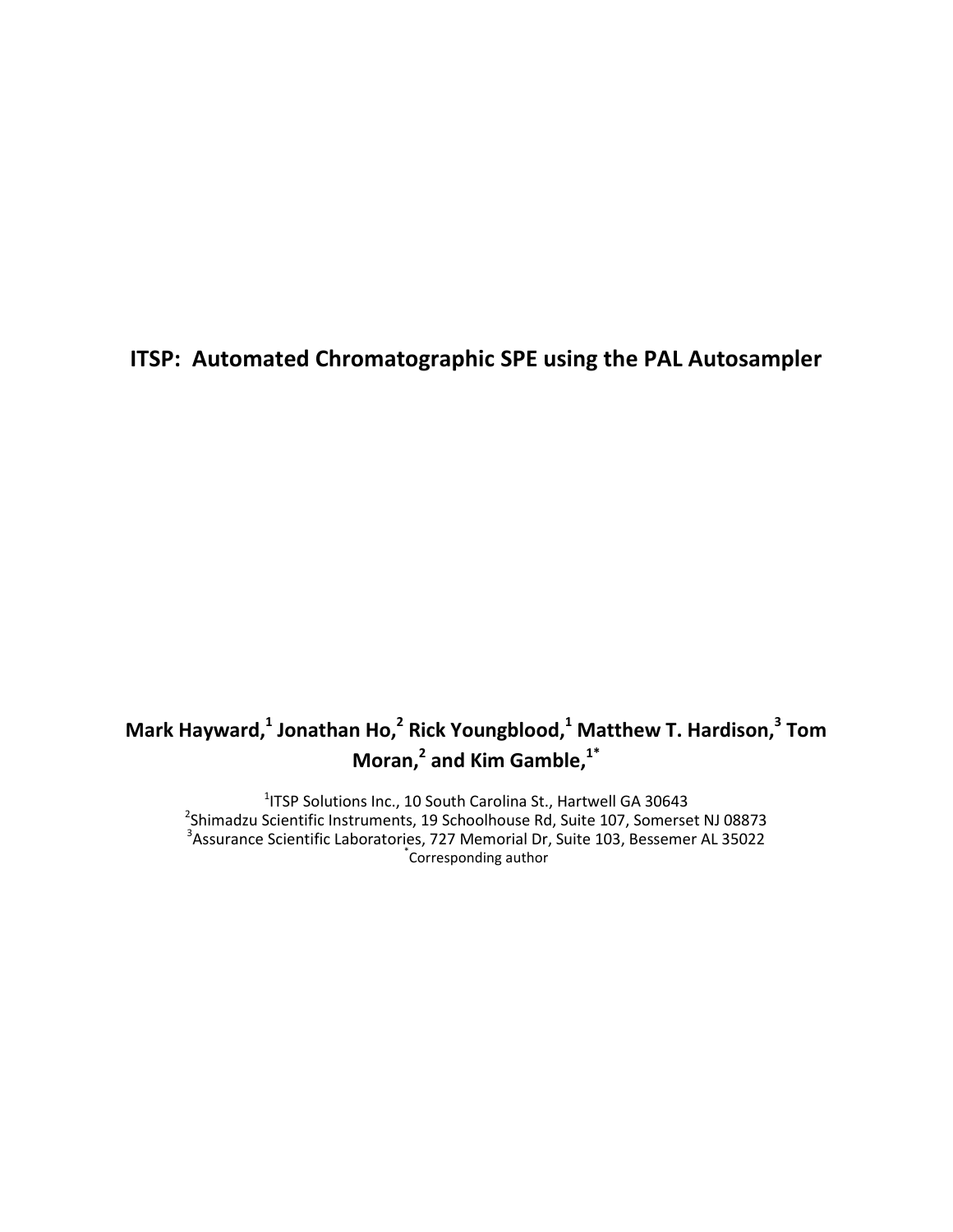# ITSP: Automated Chromatographic SPE using the PAL Autosampler

**Mark Hayward,[1] Jonathan Ho,[2] Rick Youngblood,[1] Matthew T. Hardison,[3] Tom Moran,[2] and Kim Gamble,[1*]**

[1]ITSP Solutions Inc., 10 South Carolina St., Hartwell GA 30643
[2]Shimadzu Scientific Instruments, 19 Schoolhouse Rd, Suite 107, Somerset NJ 08873
[3]Assurance Scientific Laboratories, 727 Memorial Dr, Suite 103, Bessemer AL 35022
[*]Corresponding author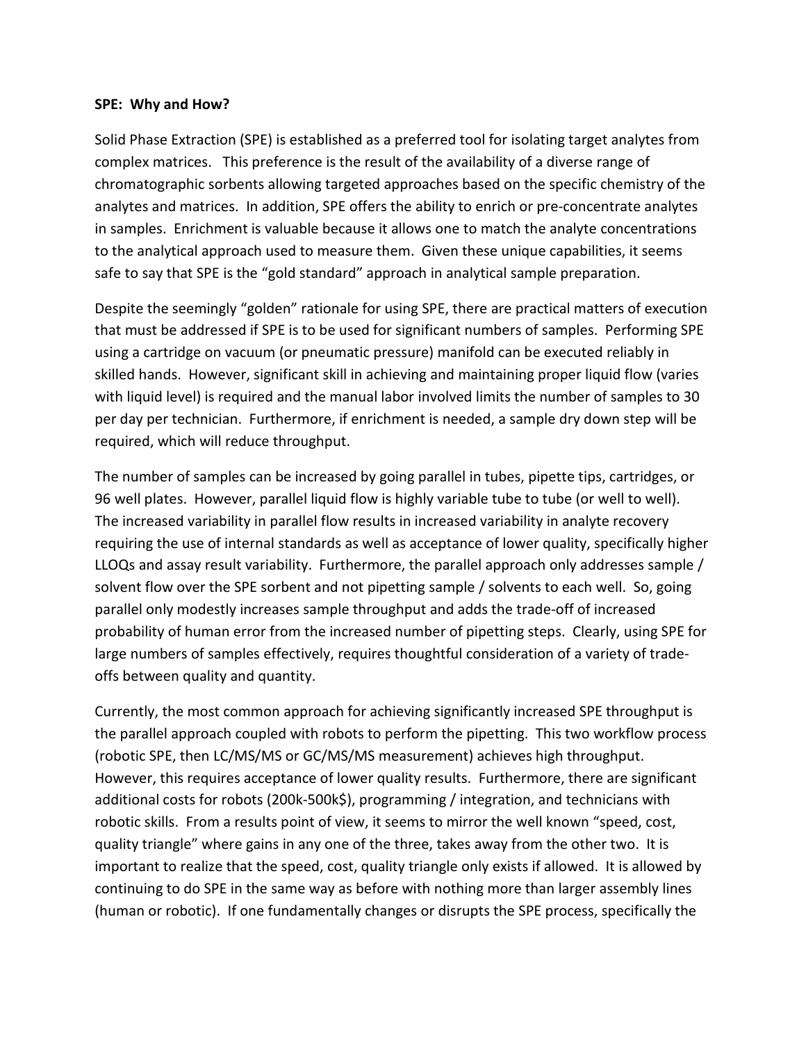**SPE: Why and How?**

Solid Phase Extraction (SPE) is established as a preferred tool for isolating target analytes from complex matrices. This preference is the result of the availability of a diverse range of chromatographic sorbents allowing targeted approaches based on the specific chemistry of the analytes and matrices. In addition, SPE offers the ability to enrich or pre-concentrate analytes in samples. Enrichment is valuable because it allows one to match the analyte concentrations to the analytical approach used to measure them. Given these unique capabilities, it seems safe to say that SPE is the "gold standard" approach in analytical sample preparation.

Despite the seemingly "golden" rationale for using SPE, there are practical matters of execution that must be addressed if SPE is to be used for significant numbers of samples. Performing SPE using a cartridge on vacuum (or pneumatic pressure) manifold can be executed reliably in skilled hands. However, significant skill in achieving and maintaining proper liquid flow (varies with liquid level) is required and the manual labor involved limits the number of samples to 30 per day per technician. Furthermore, if enrichment is needed, a sample dry down step will be required, which will reduce throughput.

The number of samples can be increased by going parallel in tubes, pipette tips, cartridges, or 96 well plates. However, parallel liquid flow is highly variable tube to tube (or well to well). The increased variability in parallel flow results in increased variability in analyte recovery requiring the use of internal standards as well as acceptance of lower quality, specifically higher LLOQs and assay result variability. Furthermore, the parallel approach only addresses sample / solvent flow over the SPE sorbent and not pipetting sample / solvents to each well. So, going parallel only modestly increases sample throughput and adds the trade-off of increased probability of human error from the increased number of pipetting steps. Clearly, using SPE for large numbers of samples effectively, requires thoughtful consideration of a variety of trade-offs between quality and quantity.

Currently, the most common approach for achieving significantly increased SPE throughput is the parallel approach coupled with robots to perform the pipetting. This two workflow process (robotic SPE, then LC/MS/MS or GC/MS/MS measurement) achieves high throughput. However, this requires acceptance of lower quality results. Furthermore, there are significant additional costs for robots (200k-500k$), programming / integration, and technicians with robotic skills. From a results point of view, it seems to mirror the well known "speed, cost, quality triangle" where gains in any one of the three, takes away from the other two. It is important to realize that the speed, cost, quality triangle only exists if allowed. It is allowed by continuing to do SPE in the same way as before with nothing more than larger assembly lines (human or robotic). If one fundamentally changes or disrupts the SPE process, specifically the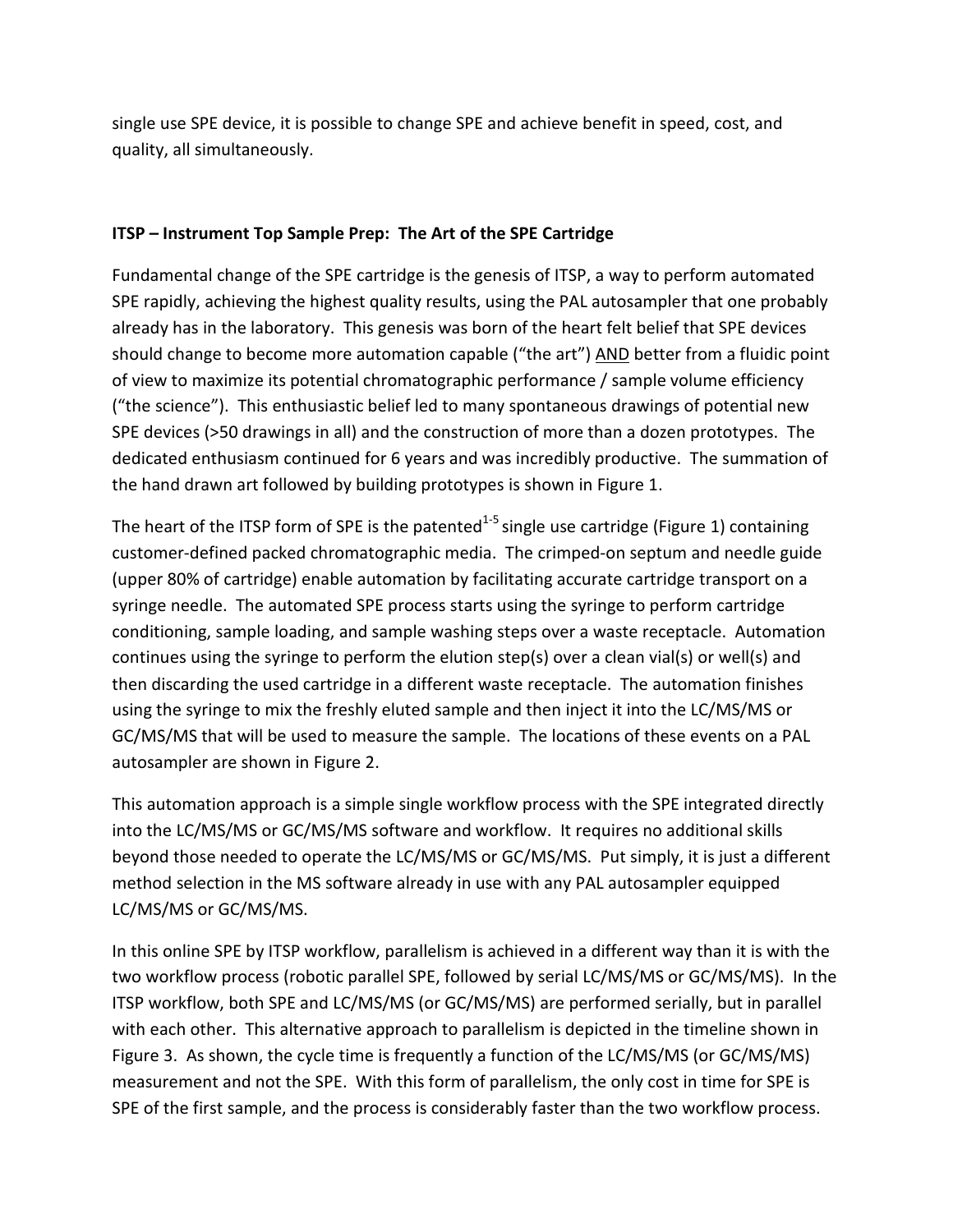single use SPE device, it is possible to change SPE and achieve benefit in speed, cost, and quality, all simultaneously.

## ITSP – Instrument Top Sample Prep: The Art of the SPE Cartridge

Fundamental change of the SPE cartridge is the genesis of ITSP, a way to perform automated SPE rapidly, achieving the highest quality results, using the PAL autosampler that one probably already has in the laboratory. This genesis was born of the heart felt belief that SPE devices should change to become more automation capable ("the art") <u>AND</u> better from a fluidic point of view to maximize its potential chromatographic performance / sample volume efficiency ("the science"). This enthusiastic belief led to many spontaneous drawings of potential new SPE devices (>50 drawings in all) and the construction of more than a dozen prototypes. The dedicated enthusiasm continued for 6 years and was incredibly productive. The summation of the hand drawn art followed by building prototypes is shown in Figure 1.

The heart of the ITSP form of SPE is the patented[1-5] single use cartridge (Figure 1) containing customer-defined packed chromatographic media. The crimped-on septum and needle guide (upper 80% of cartridge) enable automation by facilitating accurate cartridge transport on a syringe needle. The automated SPE process starts using the syringe to perform cartridge conditioning, sample loading, and sample washing steps over a waste receptacle. Automation continues using the syringe to perform the elution step(s) over a clean vial(s) or well(s) and then discarding the used cartridge in a different waste receptacle. The automation finishes using the syringe to mix the freshly eluted sample and then inject it into the LC/MS/MS or GC/MS/MS that will be used to measure the sample. The locations of these events on a PAL autosampler are shown in Figure 2.

This automation approach is a simple single workflow process with the SPE integrated directly into the LC/MS/MS or GC/MS/MS software and workflow. It requires no additional skills beyond those needed to operate the LC/MS/MS or GC/MS/MS. Put simply, it is just a different method selection in the MS software already in use with any PAL autosampler equipped LC/MS/MS or GC/MS/MS.

In this online SPE by ITSP workflow, parallelism is achieved in a different way than it is with the two workflow process (robotic parallel SPE, followed by serial LC/MS/MS or GC/MS/MS). In the ITSP workflow, both SPE and LC/MS/MS (or GC/MS/MS) are performed serially, but in parallel with each other. This alternative approach to parallelism is depicted in the timeline shown in Figure 3. As shown, the cycle time is frequently a function of the LC/MS/MS (or GC/MS/MS) measurement and not the SPE. With this form of parallelism, the only cost in time for SPE is SPE of the first sample, and the process is considerably faster than the two workflow process.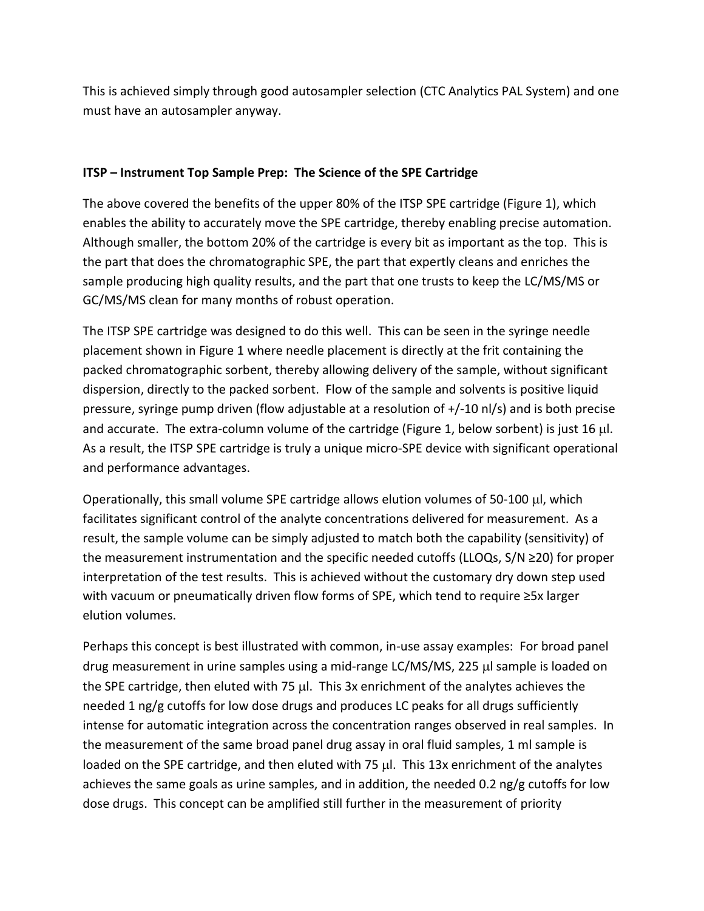This is achieved simply through good autosampler selection (CTC Analytics PAL System) and one must have an autosampler anyway.

**ITSP – Instrument Top Sample Prep: The Science of the SPE Cartridge**

The above covered the benefits of the upper 80% of the ITSP SPE cartridge (Figure 1), which enables the ability to accurately move the SPE cartridge, thereby enabling precise automation. Although smaller, the bottom 20% of the cartridge is every bit as important as the top. This is the part that does the chromatographic SPE, the part that expertly cleans and enriches the sample producing high quality results, and the part that one trusts to keep the LC/MS/MS or GC/MS/MS clean for many months of robust operation.

The ITSP SPE cartridge was designed to do this well. This can be seen in the syringe needle placement shown in Figure 1 where needle placement is directly at the frit containing the packed chromatographic sorbent, thereby allowing delivery of the sample, without significant dispersion, directly to the packed sorbent. Flow of the sample and solvents is positive liquid pressure, syringe pump driven (flow adjustable at a resolution of +/-10 nl/s) and is both precise and accurate. The extra-column volume of the cartridge (Figure 1, below sorbent) is just 16 μl. As a result, the ITSP SPE cartridge is truly a unique micro-SPE device with significant operational and performance advantages.

Operationally, this small volume SPE cartridge allows elution volumes of 50-100 μl, which facilitates significant control of the analyte concentrations delivered for measurement. As a result, the sample volume can be simply adjusted to match both the capability (sensitivity) of the measurement instrumentation and the specific needed cutoffs (LLOQs, S/N ≥20) for proper interpretation of the test results. This is achieved without the customary dry down step used with vacuum or pneumatically driven flow forms of SPE, which tend to require ≥5x larger elution volumes.

Perhaps this concept is best illustrated with common, in-use assay examples: For broad panel drug measurement in urine samples using a mid-range LC/MS/MS, 225 μl sample is loaded on the SPE cartridge, then eluted with 75 μl. This 3x enrichment of the analytes achieves the needed 1 ng/g cutoffs for low dose drugs and produces LC peaks for all drugs sufficiently intense for automatic integration across the concentration ranges observed in real samples. In the measurement of the same broad panel drug assay in oral fluid samples, 1 ml sample is loaded on the SPE cartridge, and then eluted with 75 μl. This 13x enrichment of the analytes achieves the same goals as urine samples, and in addition, the needed 0.2 ng/g cutoffs for low dose drugs. This concept can be amplified still further in the measurement of priority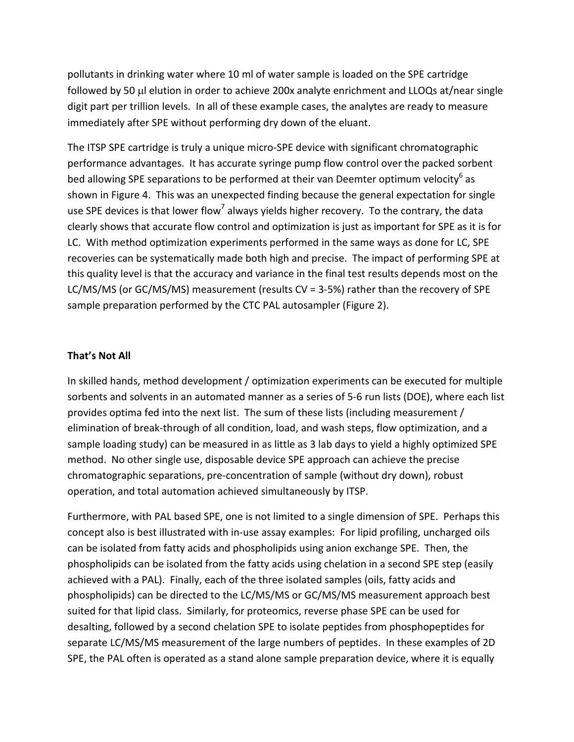pollutants in drinking water where 10 ml of water sample is loaded on the SPE cartridge followed by 50 μl elution in order to achieve 200x analyte enrichment and LLOQs at/near single digit part per trillion levels. In all of these example cases, the analytes are ready to measure immediately after SPE without performing dry down of the eluant.

The ITSP SPE cartridge is truly a unique micro-SPE device with significant chromatographic performance advantages. It has accurate syringe pump flow control over the packed sorbent bed allowing SPE separations to be performed at their van Deemter optimum velocity[6] as shown in Figure 4. This was an unexpected finding because the general expectation for single use SPE devices is that lower flow[7] always yields higher recovery. To the contrary, the data clearly shows that accurate flow control and optimization is just as important for SPE as it is for LC. With method optimization experiments performed in the same ways as done for LC, SPE recoveries can be systematically made both high and precise. The impact of performing SPE at this quality level is that the accuracy and variance in the final test results depends most on the LC/MS/MS (or GC/MS/MS) measurement (results CV = 3-5%) rather than the recovery of SPE sample preparation performed by the CTC PAL autosampler (Figure 2).

**That's Not All**

In skilled hands, method development / optimization experiments can be executed for multiple sorbents and solvents in an automated manner as a series of 5-6 run lists (DOE), where each list provides optima fed into the next list. The sum of these lists (including measurement / elimination of break-through of all condition, load, and wash steps, flow optimization, and a sample loading study) can be measured in as little as 3 lab days to yield a highly optimized SPE method. No other single use, disposable device SPE approach can achieve the precise chromatographic separations, pre-concentration of sample (without dry down), robust operation, and total automation achieved simultaneously by ITSP.

Furthermore, with PAL based SPE, one is not limited to a single dimension of SPE. Perhaps this concept also is best illustrated with in-use assay examples: For lipid profiling, uncharged oils can be isolated from fatty acids and phospholipids using anion exchange SPE. Then, the phospholipids can be isolated from the fatty acids using chelation in a second SPE step (easily achieved with a PAL). Finally, each of the three isolated samples (oils, fatty acids and phospholipids) can be directed to the LC/MS/MS or GC/MS/MS measurement approach best suited for that lipid class. Similarly, for proteomics, reverse phase SPE can be used for desalting, followed by a second chelation SPE to isolate peptides from phosphopeptides for separate LC/MS/MS measurement of the large numbers of peptides. In these examples of 2D SPE, the PAL often is operated as a stand alone sample preparation device, where it is equally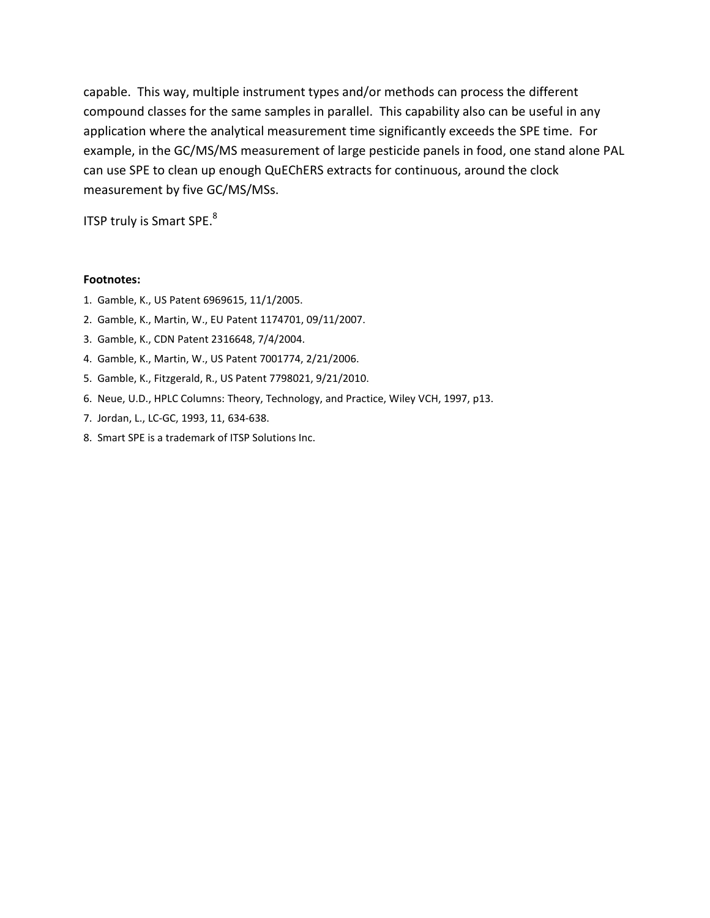capable.  This way, multiple instrument types and/or methods can process the different compound classes for the same samples in parallel.  This capability also can be useful in any application where the analytical measurement time significantly exceeds the SPE time.  For example, in the GC/MS/MS measurement of large pesticide panels in food, one stand alone PAL can use SPE to clean up enough QuEChERS extracts for continuous, around the clock measurement by five GC/MS/MSs.

ITSP truly is Smart SPE.[8]

**Footnotes:**

1. Gamble, K., US Patent 6969615, 11/1/2005.
2. Gamble, K., Martin, W., EU Patent 1174701, 09/11/2007.
3. Gamble, K., CDN Patent 2316648, 7/4/2004.
4. Gamble, K., Martin, W., US Patent 7001774, 2/21/2006.
5. Gamble, K., Fitzgerald, R., US Patent 7798021, 9/21/2010.
6. Neue, U.D., HPLC Columns: Theory, Technology, and Practice, Wiley VCH, 1997, p13.
7. Jordan, L., LC-GC, 1993, 11, 634-638.
8. Smart SPE is a trademark of ITSP Solutions Inc.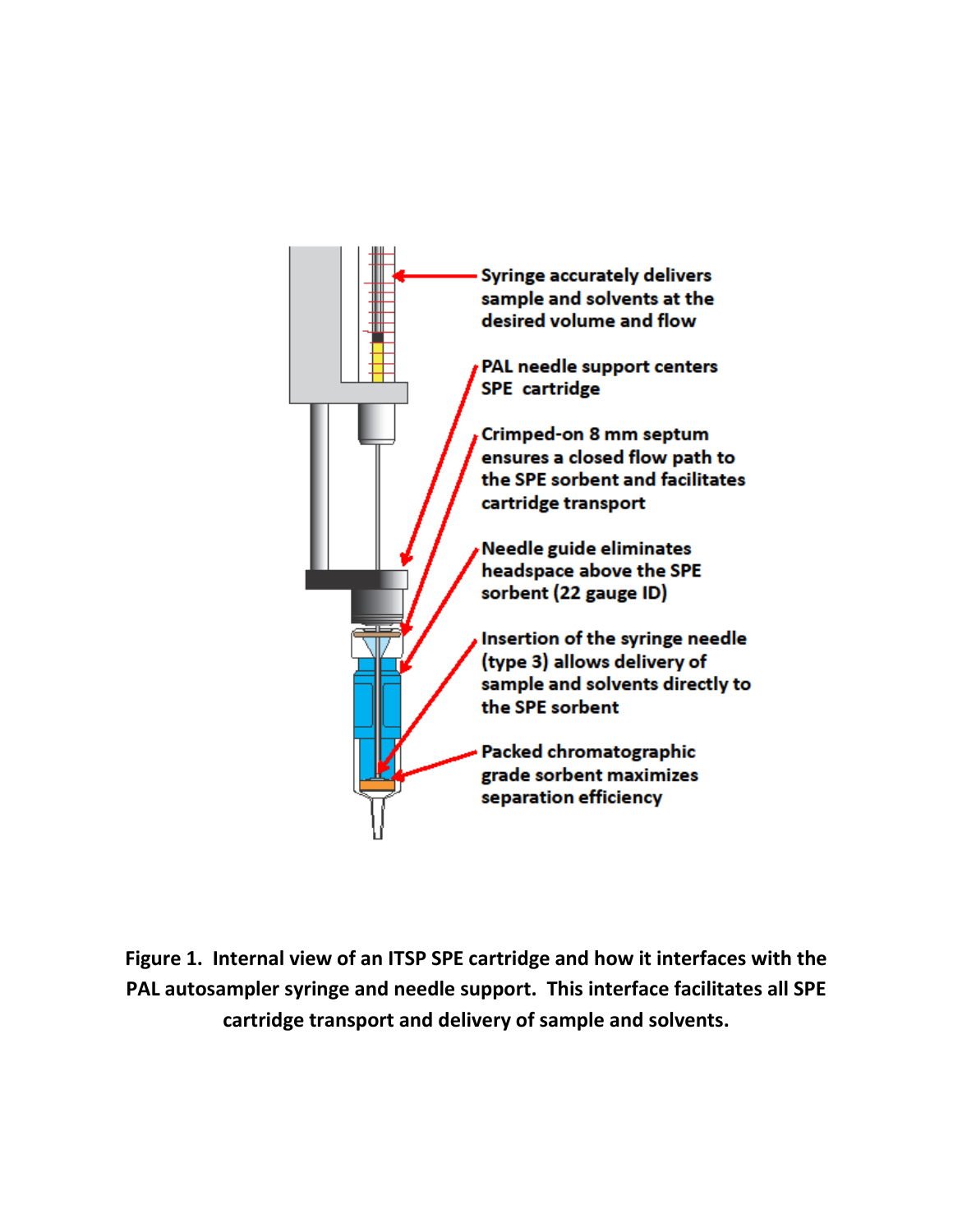Syringe accurately delivers sample and solvents at the desired volume and flow

PAL needle support centers SPE cartridge

Crimped-on 8 mm septum ensures a closed flow path to the SPE sorbent and facilitates cartridge transport

Needle guide eliminates headspace above the SPE sorbent (22 gauge ID)

Insertion of the syringe needle (type 3) allows delivery of sample and solvents directly to the SPE sorbent

Packed chromatographic grade sorbent maximizes separation efficiency

**Figure 1. Internal view of an ITSP SPE cartridge and how it interfaces with the PAL autosampler syringe and needle support. This interface facilitates all SPE cartridge transport and delivery of sample and solvents.**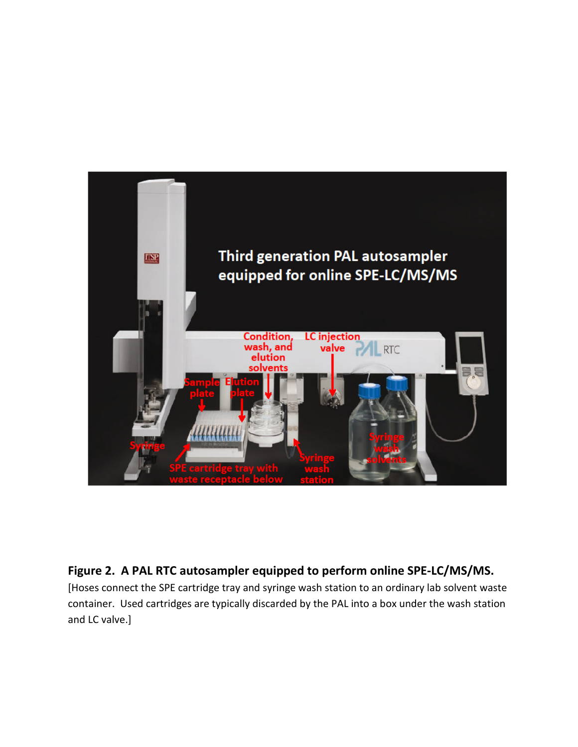**Figure 2. A PAL RTC autosampler equipped to perform online SPE-LC/MS/MS.** [Hoses connect the SPE cartridge tray and syringe wash station to an ordinary lab solvent waste container. Used cartridges are typically discarded by the PAL into a box under the wash station and LC valve.]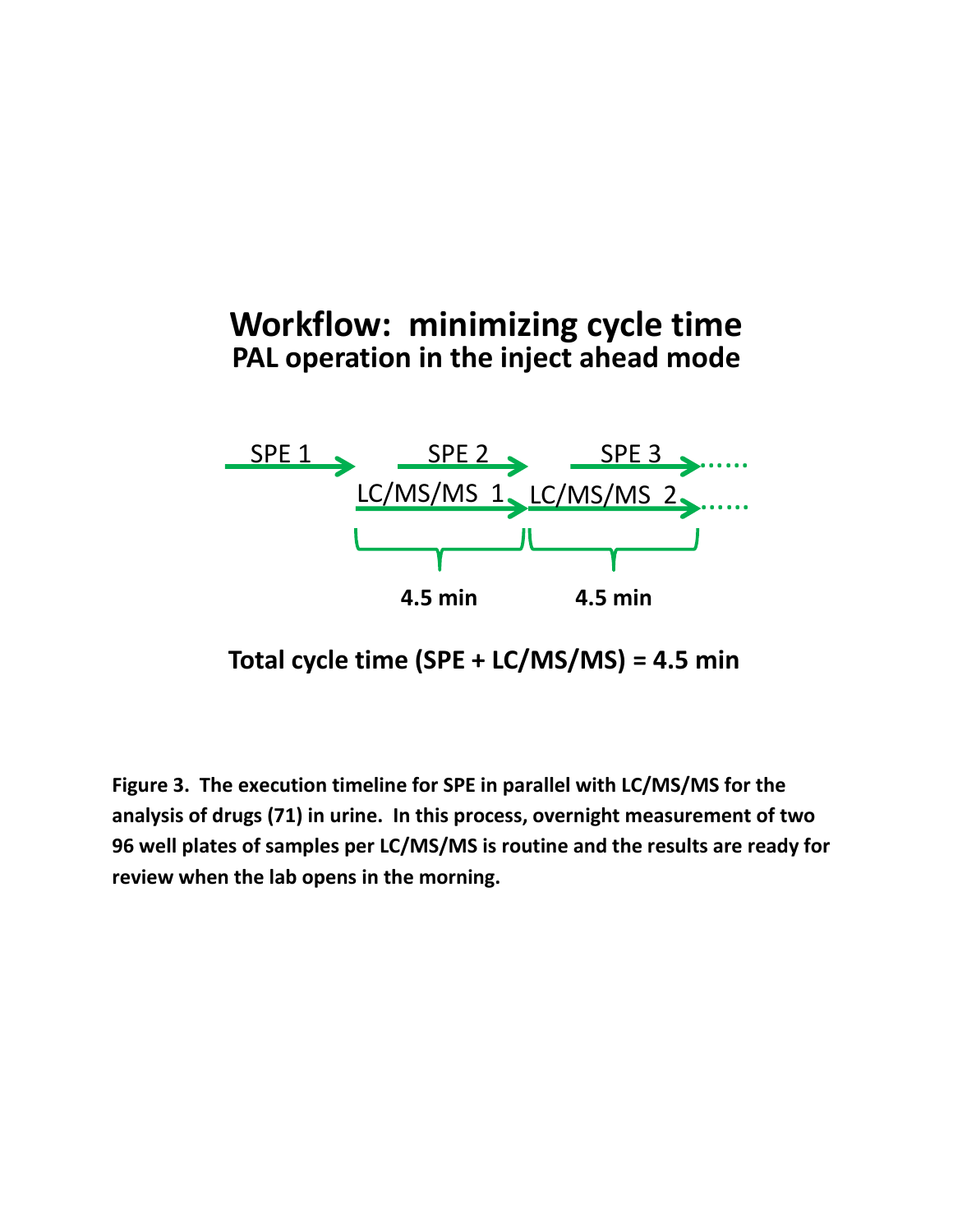## Workflow: minimizing cycle time

### PAL operation in the inject ahead mode

SPE 1 → SPE 2 → SPE 3 → ......

LC/MS/MS 1 → LC/MS/MS 2 → ......

4.5 min    4.5 min

**Total cycle time (SPE + LC/MS/MS) = 4.5 min**

**Figure 3. The execution timeline for SPE in parallel with LC/MS/MS for the analysis of drugs (71) in urine. In this process, overnight measurement of two 96 well plates of samples per LC/MS/MS is routine and the results are ready for review when the lab opens in the morning.**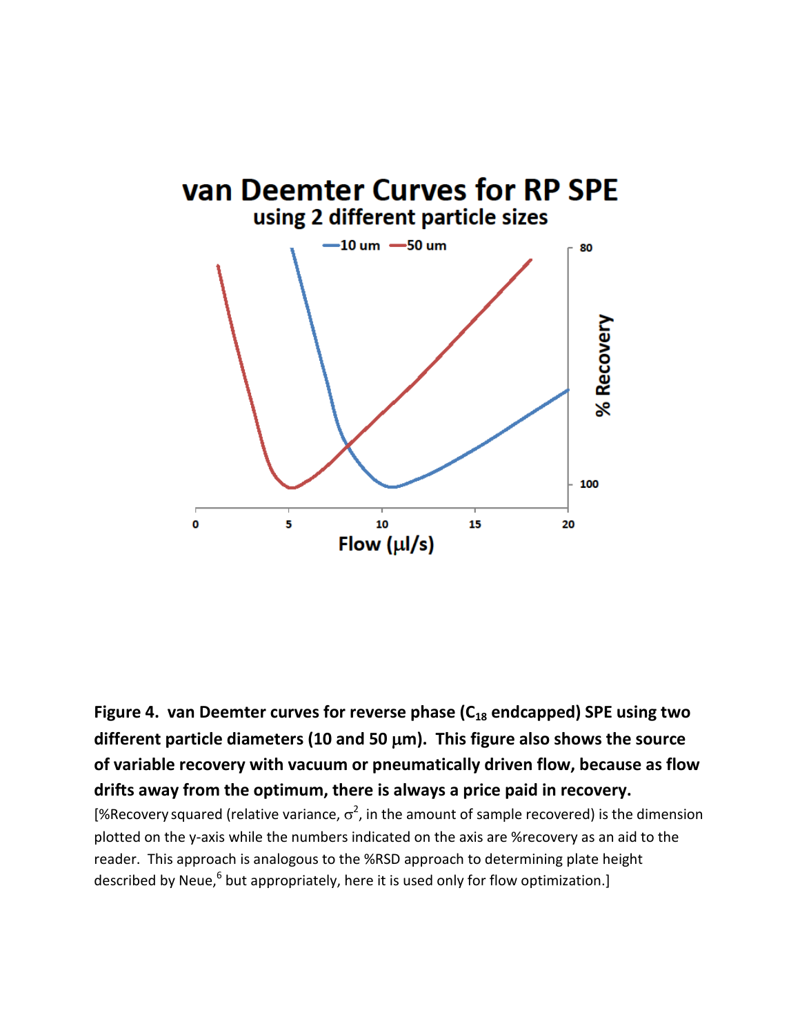van Deemter Curves for RP SPE

using 2 different particle sizes

10 um 50 um

80

% Recovery

100

0 5 10 15 20

Flow (μl/s)

**Figure 4. van Deemter curves for reverse phase ($C_{18}$ endcapped) SPE using two different particle diameters (10 and 50 μm). This figure also shows the source of variable recovery with vacuum or pneumatically driven flow, because as flow drifts away from the optimum, there is always a price paid in recovery.**

[%Recovery squared (relative variance, $\sigma^2$, in the amount of sample recovered) is the dimension plotted on the y-axis while the numbers indicated on the axis are %recovery as an aid to the reader. This approach is analogous to the %RSD approach to determining plate height described by Neue,[6] but appropriately, here it is used only for flow optimization.]